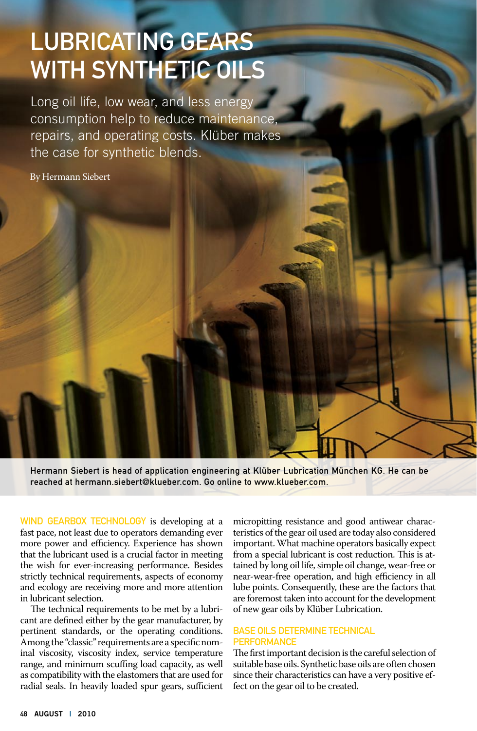# LUBRICATING GEARS WITH SYNTHETIC OILS

Long oil life, low wear, and less energy consumption help to reduce maintenance, repairs, and operating costs. Klüber makes the case for synthetic blends.

By Hermann Siebert

Hermann Siebert is head of application engineering at Klüber Lubrication München KG. He can be reached at hermann.siebert@klueber.com. Go online to www.klueber.com.

WIND GEARBOX TECHNOLOGY is developing at a fast pace, not least due to operators demanding ever more power and efficiency. Experience has shown that the lubricant used is a crucial factor in meeting the wish for ever-increasing performance. Besides strictly technical requirements, aspects of economy and ecology are receiving more and more attention in lubricant selection.

The technical requirements to be met by a lubricant are defined either by the gear manufacturer, by pertinent standards, or the operating conditions. Among the "classic" requirements are a specific nominal viscosity, viscosity index, service temperature range, and minimum scuffing load capacity, as well as compatibility with the elastomers that are used for radial seals. In heavily loaded spur gears, sufficient micropitting resistance and good antiwear characteristics of the gear oil used are today also considered important. What machine operators basically expect from a special lubricant is cost reduction. This is attained by long oil life, simple oil change, wear-free or near-wear-free operation, and high efficiency in all lube points. Consequently, these are the factors that are foremost taken into account for the development of new gear oils by Klüber Lubrication.

## BASE OILS DETERMINE TECHNICAL PERFORMANCE

The first important decision is the careful selection of suitable base oils. Synthetic base oils are often chosen since their characteristics can have a very positive effect on the gear oil to be created.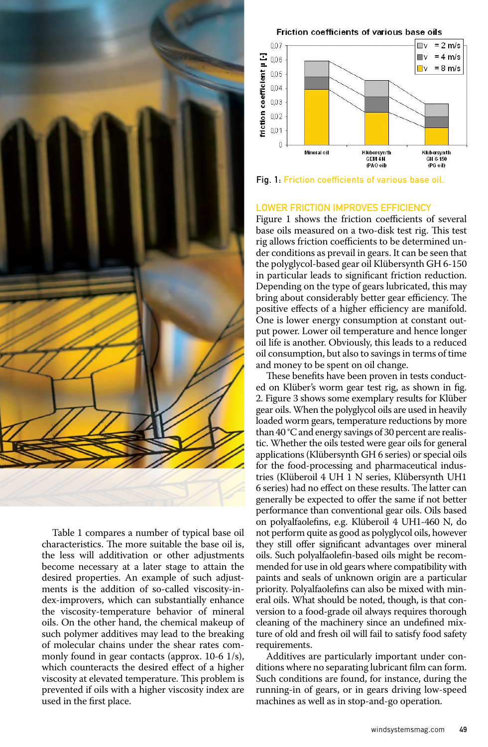Friction coefficients of various base oils

Fig. 1: Friction coefficients of various base oil.

## LOWER FRICTION IMPROVES EFFICIENCY

Figure 1 shows the friction coefficients of several base oils measured on a two-disk test rig. This test rig allows friction coefficients to be determined under conditions as prevail in gears. It can be seen that the polyglycol-based gear oil Klübersynth GH 6-150 in particular leads to significant friction reduction. Depending on the type of gears lubricated, this may bring about considerably better gear efficiency. The positive effects of a higher efficiency are manifold. One is lower energy consumption at constant output power. Lower oil temperature and hence longer oil life is another. Obviously, this leads to a reduced oil consumption, but also to savings in terms of time and money to be spent on oil change.

These benefits have been proven in tests conducted on Klüber's worm gear test rig, as shown in fig. 2. Figure 3 shows some exemplary results for Klüber gear oils. When the polyglycol oils are used in heavily loaded worm gears, temperature reductions by more than 40 °C and energy savings of 30 percent are realistic. Whether the oils tested were gear oils for general applications (Klübersynth GH 6 series) or special oils for the food-processing and pharmaceutical industries (Klüberoil 4 UH 1 N series, Klübersynth UH1 6 series) had no effect on these results. The latter can generally be expected to offer the same if not better performance than conventional gear oils. Oils based on polyalfaolefins, e.g. Klüberoil 4 UH1-460 N, do not perform quite as good as polyglycol oils, however they still offer significant advantages over mineral oils. Such polyalfaolefin-based oils might be recommended for use in old gears where compatibility with paints and seals of unknown origin are a particular priority. Polyalfaolefins can also be mixed with mineral oils. What should be noted, though, is that conversion to a food-grade oil always requires thorough cleaning of the machinery since an undefined mixture of old and fresh oil will fail to satisfy food safety requirements.

Additives are particularly important under conditions where no separating lubricant film can form. Such conditions are found, for instance, during the running-in of gears, or in gears driving low-speed machines as well as in stop-and-go operation.

Table 1 compares a number of typical base oil characteristics. The more suitable the base oil is, the less will additivation or other adjustments become necessary at a later stage to attain the desired properties. An example of such adjustments is the addition of so-called viscosity-index-improvers, which can substantially enhance the viscosity-temperature behavior of mineral oils. On the other hand, the chemical makeup of such polymer additives may lead to the breaking of molecular chains under the shear rates commonly found in gear contacts (approx. 10-6 1/s), which counteracts the desired effect of a higher viscosity at elevated temperature. This problem is prevented if oils with a higher viscosity index are used in the first place.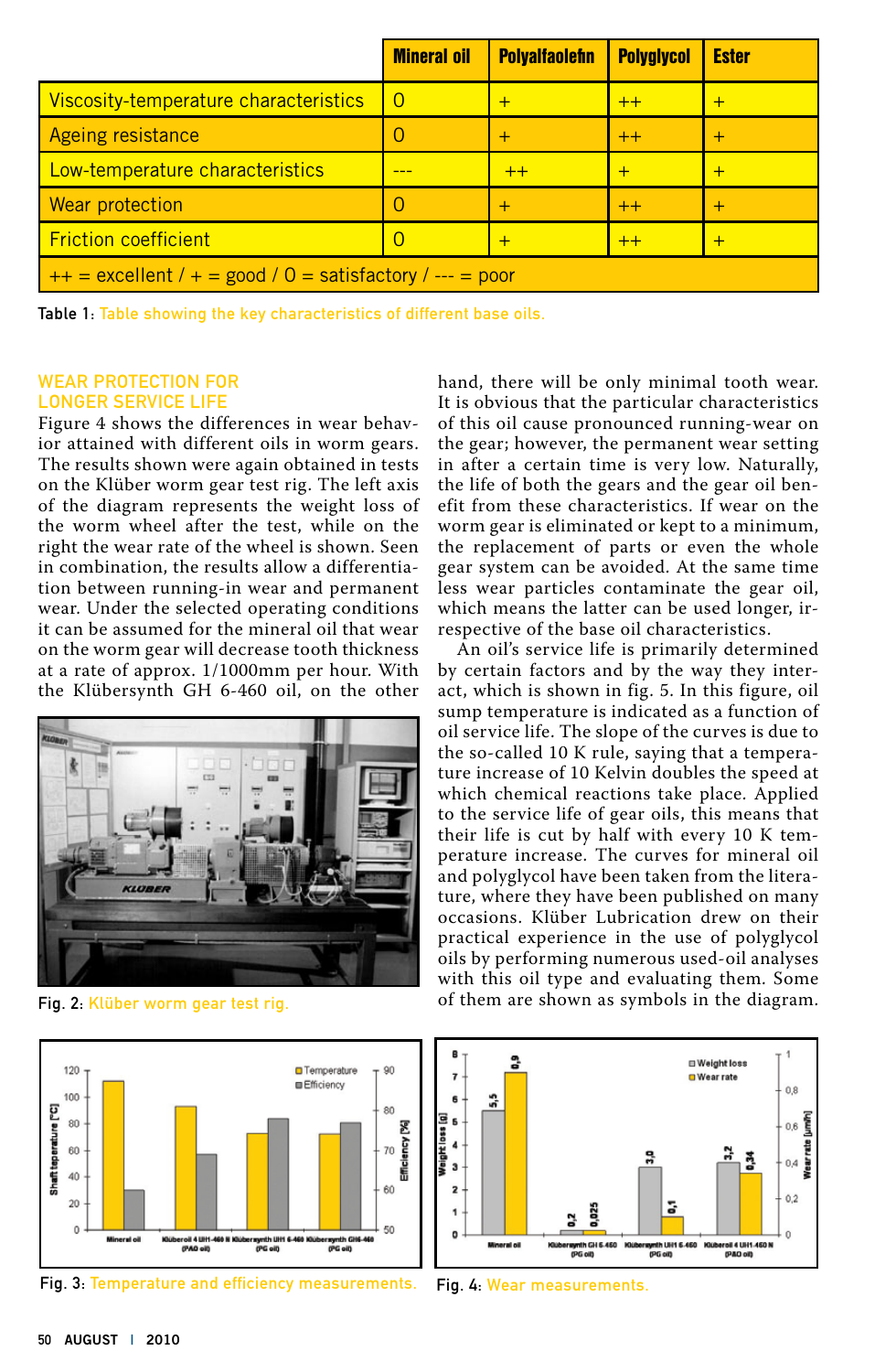| | Mineral oil | Polyalfaolefin | Polyglycol | Ester |
|---|---|---|---|---|
| Viscosity-temperature characteristics | 0 | + | ++ | + |
| Ageing resistance | 0 | + | ++ | + |
| Low-temperature characteristics | --- | ++ | + | + |
| Wear protection | 0 | + | ++ | + |
| Friction coefficient | 0 | + | ++ | + |
| ++ = excellent / + = good / 0 = satisfactory / --- = poor | | | | |

Table 1: Table showing the key characteristics of different base oils.

## WEAR PROTECTION FOR LONGER SERVICE LIFE

Figure 4 shows the differences in wear behavior attained with different oils in worm gears. The results shown were again obtained in tests on the Klüber worm gear test rig. The left axis of the diagram represents the weight loss of the worm wheel after the test, while on the right the wear rate of the wheel is shown. Seen in combination, the results allow a differentiation between running-in wear and permanent wear. Under the selected operating conditions it can be assumed for the mineral oil that wear on the worm gear will decrease tooth thickness at a rate of approx. 1/1000mm per hour. With the Klübersynth GH 6-460 oil, on the other hand, there will be only minimal tooth wear. It is obvious that the particular characteristics of this oil cause pronounced running-wear on the gear; however, the permanent wear setting in after a certain time is very low. Naturally, the life of both the gears and the gear oil benefit from these characteristics. If wear on the worm gear is eliminated or kept to a minimum, the replacement of parts or even the whole gear system can be avoided. At the same time less wear particles contaminate the gear oil, which means the latter can be used longer, irrespective of the base oil characteristics.

An oil's service life is primarily determined by certain factors and by the way they interact, which is shown in fig. 5. In this figure, oil sump temperature is indicated as a function of oil service life. The slope of the curves is due to the so-called 10 K rule, saying that a temperature increase of 10 Kelvin doubles the speed at which chemical reactions take place. Applied to the service life of gear oils, this means that their life is cut by half with every 10 K temperature increase. The curves for mineral oil and polyglycol have been taken from the literature, where they have been published on many occasions. Klüber Lubrication drew on their practical experience in the use of polyglycol oils by performing numerous used-oil analyses with this oil type and evaluating them. Some of them are shown as symbols in the diagram.

Fig. 2: Klüber worm gear test rig.

Fig. 3: Temperature and efficiency measurements.

Fig. 4: Wear measurements.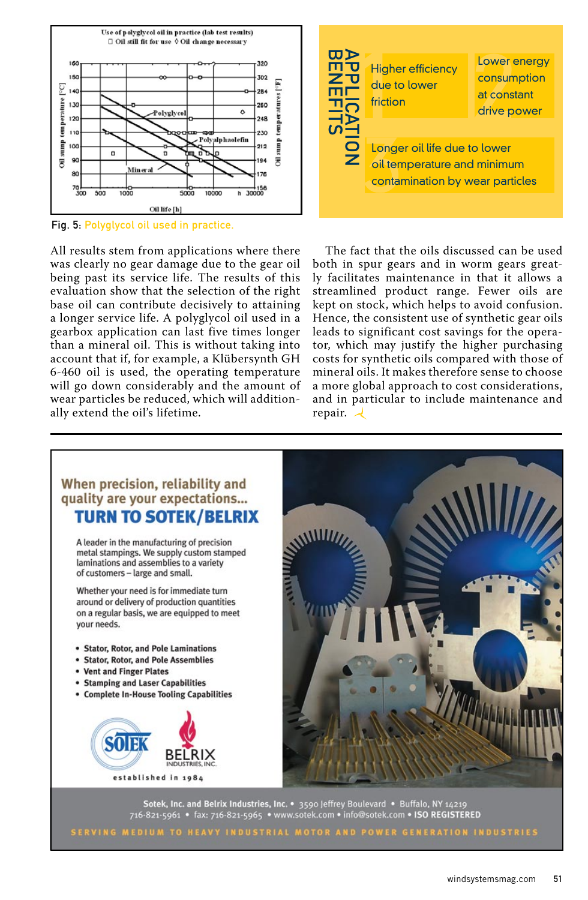Use of polyglycol oil in practice (lab test results)

□ Oil still fit for use ◊ Oil change necessary

Oil sump temperature [°C]

160
150
140
130
120
110
100
90
80
70

Oil sump temperatures [°F]

320
302
284
266
248
230
212
194
176
158

Polyglycol

Polyalphaolefin

Mineral

300 500 1000 5000 10000 h 30000

Oil life [h]

Fig. 5: Polyglycol oil used in practice.

## APPLICATION BENEFITS

1 Higher efficiency due to lower friction

2 Lower energy consumption at constant drive power

3 Longer oil life due to lower oil temperature and minimum contamination by wear particles

All results stem from applications where there was clearly no gear damage due to the gear oil being past its service life. The results of this evaluation show that the selection of the right base oil can contribute decisively to attaining a longer service life. A polyglycol oil used in a gearbox application can last five times longer than a mineral oil. This is without taking into account that if, for example, a Klübersynth GH 6-460 oil is used, the operating temperature will go down considerably and the amount of wear particles be reduced, which will additionally extend the oil's lifetime.

The fact that the oils discussed can be used both in spur gears and in worm gears greatly facilitates maintenance in that it allows a streamlined product range. Fewer oils are kept on stock, which helps to avoid confusion. Hence, the consistent use of synthetic gear oils leads to significant cost savings for the operator, which may justify the higher purchasing costs for synthetic oils compared with those of mineral oils. It makes therefore sense to choose a more global approach to cost considerations, and in particular to include maintenance and repair.

When precision, reliability and quality are your expectations...

**TURN TO SOTEK/BELRIX**

A leader in the manufacturing of precision metal stampings. We supply custom stamped laminations and assemblies to a variety of customers – large and small.

Whether your need is for immediate turn around or delivery of production quantities on a regular basis, we are equipped to meet your needs.

- **Stator, Rotor, and Pole Laminations**
- **Stator, Rotor, and Pole Assemblies**
- **Vent and Finger Plates**
- **Stamping and Laser Capabilities**
- **Complete In-House Tooling Capabilities**

SOTEK

BELRIX INDUSTRIES, INC.

established in 1984

**Sotek, Inc. and Belrix Industries, Inc.** • 3590 Jeffrey Boulevard • Buffalo, NY 14219
716-821-5961 • fax: 716-821-5965 • www.sotek.com • info@sotek.com • **ISO REGISTERED**

SERVING MEDIUM TO HEAVY INDUSTRIAL MOTOR AND POWER GENERATION INDUSTRIES